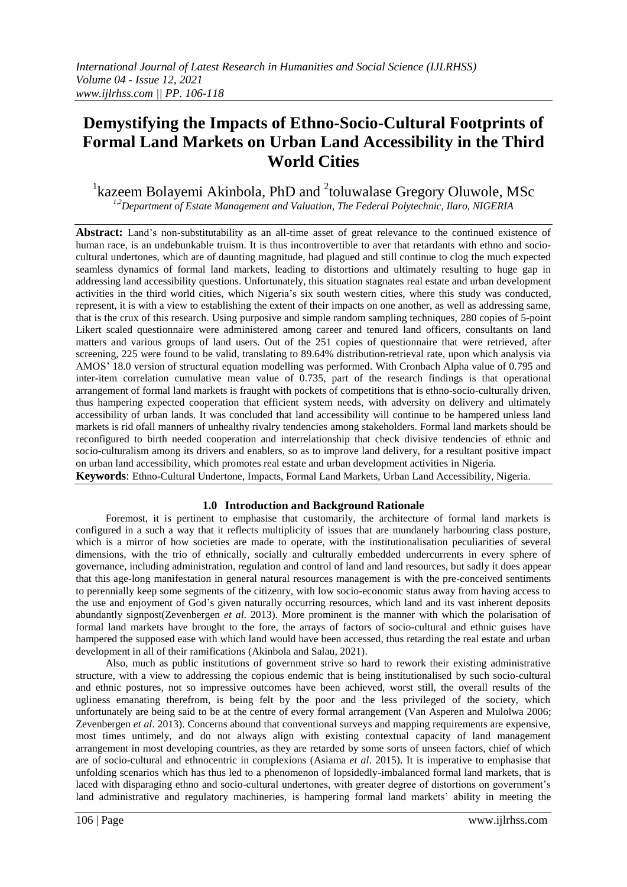# Demystifying the Impacts of Ethno-Socio-Cultural Footprints of Formal Land Markets on Urban Land Accessibility in the Third World Cities

[1]kazeem Bolayemi Akinbola, PhD and [2]toluwalase Gregory Oluwole, MSc

[1,2]*Department of Estate Management and Valuation, The Federal Polytechnic, Ilaro, NIGERIA*

**Abstract:** Land's non-substitutability as an all-time asset of great relevance to the continued existence of human race, is an undebunkable truism. It is thus incontrovertible to aver that retardants with ethno and socio-cultural undertones, which are of daunting magnitude, had plagued and still continue to clog the much expected seamless dynamics of formal land markets, leading to distortions and ultimately resulting to huge gap in addressing land accessibility questions. Unfortunately, this situation stagnates real estate and urban development activities in the third world cities, which Nigeria's six south western cities, where this study was conducted, represent, it is with a view to establishing the extent of their impacts on one another, as well as addressing same, that is the crux of this research. Using purposive and simple random sampling techniques, 280 copies of 5-point Likert scaled questionnaire were administered among career and tenured land officers, consultants on land matters and various groups of land users. Out of the 251 copies of questionnaire that were retrieved, after screening, 225 were found to be valid, translating to 89.64% distribution-retrieval rate, upon which analysis via AMOS' 18.0 version of structural equation modelling was performed. With Cronbach Alpha value of 0.795 and inter-item correlation cumulative mean value of 0.735, part of the research findings is that operational arrangement of formal land markets is fraught with pockets of competitions that is ethno-socio-culturally driven, thus hampering expected cooperation that efficient system needs, with adversity on delivery and ultimately accessibility of urban lands. It was concluded that land accessibility will continue to be hampered unless land markets is rid ofall manners of unhealthy rivalry tendencies among stakeholders. Formal land markets should be reconfigured to birth needed cooperation and interrelationship that check divisive tendencies of ethnic and socio-culturalism among its drivers and enablers, so as to improve land delivery, for a resultant positive impact on urban land accessibility, which promotes real estate and urban development activities in Nigeria.

**Keywords**: Ethno-Cultural Undertone, Impacts, Formal Land Markets, Urban Land Accessibility, Nigeria.

## 1.0 Introduction and Background Rationale

Foremost, it is pertinent to emphasise that customarily, the architecture of formal land markets is configured in a such a way that it reflects multiplicity of issues that are mundanely harbouring class posture, which is a mirror of how societies are made to operate, with the institutionalisation peculiarities of several dimensions, with the trio of ethnically, socially and culturally embedded undercurrents in every sphere of governance, including administration, regulation and control of land and land resources, but sadly it does appear that this age-long manifestation in general natural resources management is with the pre-conceived sentiments to perennially keep some segments of the citizenry, with low socio-economic status away from having access to the use and enjoyment of God's given naturally occurring resources, which land and its vast inherent deposits abundantly signpost(Zevenbergen *et al.* 2013). More prominent is the manner with which the polarisation of formal land markets have brought to the fore, the arrays of factors of socio-cultural and ethnic guises have hampered the supposed ease with which land would have been accessed, thus retarding the real estate and urban development in all of their ramifications (Akinbola and Salau, 2021).

Also, much as public institutions of government strive so hard to rework their existing administrative structure, with a view to addressing the copious endemic that is being institutionalised by such socio-cultural and ethnic postures, not so impressive outcomes have been achieved, worst still, the overall results of the ugliness emanating therefrom, is being felt by the poor and the less privileged of the society, which unfortunately are being said to be at the centre of every formal arrangement (Van Asperen and Mulolwa 2006; Zevenbergen *et al*. 2013). Concerns abound that conventional surveys and mapping requirements are expensive, most times untimely, and do not always align with existing contextual capacity of land management arrangement in most developing countries, as they are retarded by some sorts of unseen factors, chief of which are of socio-cultural and ethnocentric in complexions (Asiama *et al*. 2015). It is imperative to emphasise that unfolding scenarios which has thus led to a phenomenon of lopsidedly-imbalanced formal land markets, that is laced with disparaging ethno and socio-cultural undertones, with greater degree of distortions on government's land administrative and regulatory machineries, is hampering formal land markets' ability in meeting the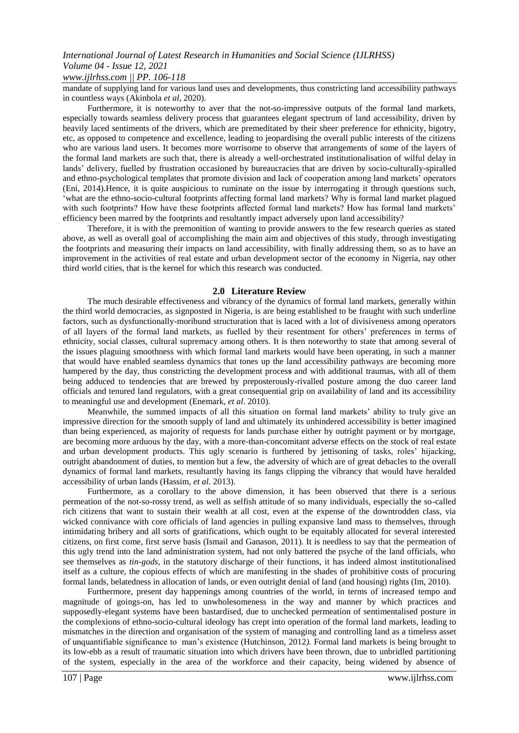mandate of supplying land for various land uses and developments, thus constricting land accessibility pathways in countless ways (Akinbola *et al,* 2020).

Furthermore, it is noteworthy to aver that the not-so-impressive outputs of the formal land markets, especially towards seamless delivery process that guarantees elegant spectrum of land accessibility, driven by heavily laced sentiments of the drivers, which are premeditated by their sheer preference for ethnicity, bigotry, etc, as opposed to competence and excellence, leading to jeopardising the overall public interests of the citizens who are various land users. It becomes more worrisome to observe that arrangements of some of the layers of the formal land markets are such that, there is already a well-orchestrated institutionalisation of wilful delay in lands' delivery, fuelled by frustration occasioned by bureaucracies that are driven by socio-culturally-spiralled and ethno-psychological templates that promote division and lack of cooperation among land markets' operators (Eni, 2014).Hence, it is quite auspicious to ruminate on the issue by interrogating it through questions such, 'what are the ethno-socio-cultural footprints affecting formal land markets? Why is formal land market plagued with such footprints? How have these footprints affected formal land markets? How has formal land markets' efficiency been marred by the footprints and resultantly impact adversely upon land accessibility?

Therefore, it is with the premonition of wanting to provide answers to the few research queries as stated above, as well as overall goal of accomplishing the main aim and objectives of this study, through investigating the footprints and measuring their impacts on land accessibility, with finally addressing them, so as to have an improvement in the activities of real estate and urban development sector of the economy in Nigeria, nay other third world cities, that is the kernel for which this research was conducted.

## 2.0 Literature Review

The much desirable effectiveness and vibrancy of the dynamics of formal land markets, generally within the third world democracies, as signposted in Nigeria, is are being established to be fraught with such underline factors, such as dysfunctionally-moribund structuration that is laced with a lot of divisiveness among operators of all layers of the formal land markets, as fuelled by their resentment for others' preferences in terms of ethnicity, social classes, cultural supremacy among others. It is then noteworthy to state that among several of the issues plaguing smoothness with which formal land markets would have been operating, in such a manner that would have enabled seamless dynamics that tones up the land accessibility pathways are becoming more hampered by the day, thus constricting the development process and with additional traumas, with all of them being adduced to tendencies that are brewed by preposterously-rivalled posture among the duo career land officials and tenured land regulators, with a great consequential grip on availability of land and its accessibility to meaningful use and development (Enemark, *et al*. 2010).

Meanwhile, the summed impacts of all this situation on formal land markets' ability to truly give an impressive direction for the smooth supply of land and ultimately its unhindered accessibility is better imagined than being experienced, as majority of requests for lands purchase either by outright payment or by mortgage, are becoming more arduous by the day, with a more-than-concomitant adverse effects on the stock of real estate and urban development products. This ugly scenario is furthered by jettisoning of tasks, roles' hijacking, outright abandonment of duties, to mention but a few, the adversity of which are of great debacles to the overall dynamics of formal land markets, resultantly having its fangs clipping the vibrancy that would have heralded accessibility of urban lands (Hassim, *et al.* 2013).

Furthermore, as a corollary to the above dimension, it has been observed that there is a serious permeation of the not-so-rossy trend, as well as selfish attitude of so many individuals, especially the so-called rich citizens that want to sustain their wealth at all cost, even at the expense of the downtrodden class, via wicked connivance with core officials of land agencies in pulling expansive land mass to themselves, through intimidating bribery and all sorts of gratifications, which ought to be equitably allocated for several interested citizens, on first come, first serve basis (Ismail and Ganason, 2011). It is needless to say that the permeation of this ugly trend into the land administration system, had not only battered the psyche of the land officials, who see themselves as *tin-gods*, in the statutory discharge of their functions, it has indeed almost institutionalised itself as a culture, the copious effects of which are manifesting in the shades of prohibitive costs of procuring formal lands, belatedness in allocation of lands, or even outright denial of land (and housing) rights (Im, 2010).

Furthermore, present day happenings among countries of the world, in terms of increased tempo and magnitude of goings-on, has led to unwholesomeness in the way and manner by which practices and supposedly-elegant systems have been bastardised, due to unchecked permeation of sentimentalised posture in the complexions of ethno-socio-cultural ideology has crept into operation of the formal land markets, leading to mismatches in the direction and organisation of the system of managing and controlling land as a timeless asset of unquantifiable significance to man's existence (Hutchinson, 2012*).* Formal land markets is being brought to its low-ebb as a result of traumatic situation into which drivers have been thrown, due to unbridled partitioning of the system, especially in the area of the workforce and their capacity, being widened by absence of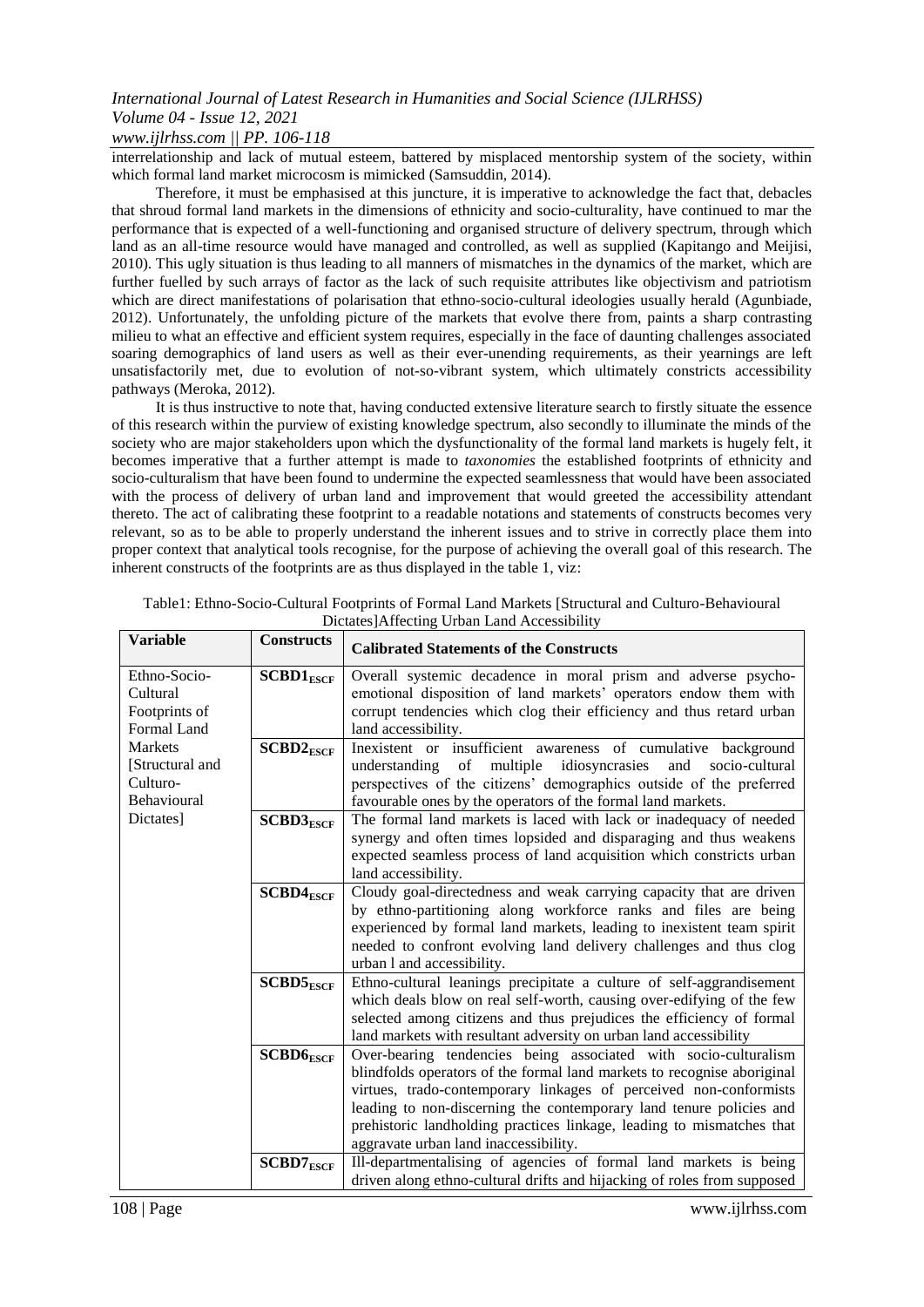interrelationship and lack of mutual esteem, battered by misplaced mentorship system of the society, within which formal land market microcosm is mimicked (Samsuddin, 2014).

Therefore, it must be emphasised at this juncture, it is imperative to acknowledge the fact that, debacles that shroud formal land markets in the dimensions of ethnicity and socio-culturality, have continued to mar the performance that is expected of a well-functioning and organised structure of delivery spectrum, through which land as an all-time resource would have managed and controlled, as well as supplied (Kapitango and Meijisi, 2010). This ugly situation is thus leading to all manners of mismatches in the dynamics of the market, which are further fuelled by such arrays of factor as the lack of such requisite attributes like objectivism and patriotism which are direct manifestations of polarisation that ethno-socio-cultural ideologies usually herald (Agunbiade, 2012). Unfortunately, the unfolding picture of the markets that evolve there from, paints a sharp contrasting milieu to what an effective and efficient system requires, especially in the face of daunting challenges associated soaring demographics of land users as well as their ever-unending requirements, as their yearnings are left unsatisfactorily met, due to evolution of not-so-vibrant system, which ultimately constricts accessibility pathways (Meroka, 2012).

It is thus instructive to note that, having conducted extensive literature search to firstly situate the essence of this research within the purview of existing knowledge spectrum, also secondly to illuminate the minds of the society who are major stakeholders upon which the dysfunctionality of the formal land markets is hugely felt, it becomes imperative that a further attempt is made to *taxonomies* the established footprints of ethnicity and socio-culturalism that have been found to undermine the expected seamlessness that would have been associated with the process of delivery of urban land and improvement that would greeted the accessibility attendant thereto. The act of calibrating these footprint to a readable notations and statements of constructs becomes very relevant, so as to be able to properly understand the inherent issues and to strive in correctly place them into proper context that analytical tools recognise, for the purpose of achieving the overall goal of this research. The inherent constructs of the footprints are as thus displayed in the table 1, viz:

Table1: Ethno-Socio-Cultural Footprints of Formal Land Markets [Structural and Culturo-Behavioural Dictates]Affecting Urban Land Accessibility

| Variable | Constructs | Calibrated Statements of the Constructs |
|---|---|---|
| Ethno-Socio-Cultural Footprints of Formal Land Markets [Structural and Culturo-Behavioural Dictates] | $\mathbf{SCBD1_{ESCF}}$ | Overall systemic decadence in moral prism and adverse psycho-emotional disposition of land markets' operators endow them with corrupt tendencies which clog their efficiency and thus retard urban land accessibility. |
| | $\mathbf{SCBD2_{ESCF}}$ | Inexistent or insufficient awareness of cumulative background understanding of multiple idiosyncrasies and socio-cultural perspectives of the citizens' demographics outside of the preferred favourable ones by the operators of the formal land markets. |
| | $\mathbf{SCBD3_{ESCF}}$ | The formal land markets is laced with lack or inadequacy of needed synergy and often times lopsided and disparaging and thus weakens expected seamless process of land acquisition which constricts urban land accessibility. |
| | $\mathbf{SCBD4_{ESCF}}$ | Cloudy goal-directedness and weak carrying capacity that are driven by ethno-partitioning along workforce ranks and files are being experienced by formal land markets, leading to inexistent team spirit needed to confront evolving land delivery challenges and thus clog urban l and accessibility. |
| | $\mathbf{SCBD5_{ESCF}}$ | Ethno-cultural leanings precipitate a culture of self-aggrandisement which deals blow on real self-worth, causing over-edifying of the few selected among citizens and thus prejudices the efficiency of formal land markets with resultant adversity on urban land accessibility |
| | $\mathbf{SCBD6_{ESCF}}$ | Over-bearing tendencies being associated with socio-culturalism blindfolds operators of the formal land markets to recognise aboriginal virtues, trado-contemporary linkages of perceived non-conformists leading to non-discerning the contemporary land tenure policies and prehistoric landholding practices linkage, leading to mismatches that aggravate urban land inaccessibility. |
| | $\mathbf{SCBD7_{ESCF}}$ | Ill-departmentalising of agencies of formal land markets is being driven along ethno-cultural drifts and hijacking of roles from supposed |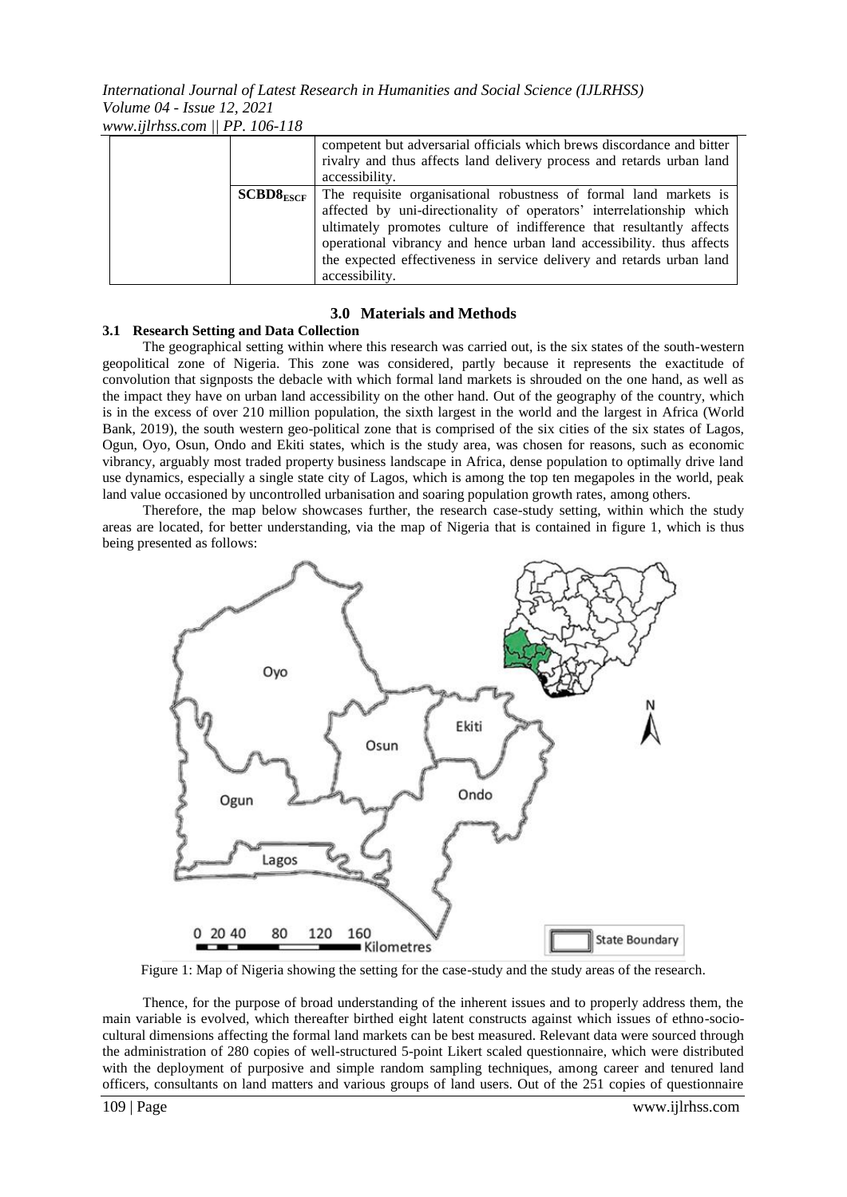| | | competent but adversarial officials which brews discordance and bitter rivalry and thus affects land delivery process and retards urban land accessibility. |
|---|---|---|
| | $SCBD8_{ESCF}$ | The requisite organisational robustness of formal land markets is affected by uni-directionality of operators' interrelationship which ultimately promotes culture of indifference that resultantly affects operational vibrancy and hence urban land accessibility. thus affects the expected effectiveness in service delivery and retards urban land accessibility. |

## 3.0 Materials and Methods

### 3.1 Research Setting and Data Collection

The geographical setting within where this research was carried out, is the six states of the south-western geopolitical zone of Nigeria. This zone was considered, partly because it represents the exactitude of convolution that signposts the debacle with which formal land markets is shrouded on the one hand, as well as the impact they have on urban land accessibility on the other hand. Out of the geography of the country, which is in the excess of over 210 million population, the sixth largest in the world and the largest in Africa (World Bank, 2019), the south western geo-political zone that is comprised of the six cities of the six states of Lagos, Ogun, Oyo, Osun, Ondo and Ekiti states, which is the study area, was chosen for reasons, such as economic vibrancy, arguably most traded property business landscape in Africa, dense population to optimally drive land use dynamics, especially a single state city of Lagos, which is among the top ten megapoles in the world, peak land value occasioned by uncontrolled urbanisation and soaring population growth rates, among others.

Therefore, the map below showcases further, the research case-study setting, within which the study areas are located, for better understanding, via the map of Nigeria that is contained in figure 1, which is thus being presented as follows:

Figure 1: Map of Nigeria showing the setting for the case-study and the study areas of the research.

Thence, for the purpose of broad understanding of the inherent issues and to properly address them, the main variable is evolved, which thereafter birthed eight latent constructs against which issues of ethno-socio-cultural dimensions affecting the formal land markets can be best measured. Relevant data were sourced through the administration of 280 copies of well-structured 5-point Likert scaled questionnaire, which were distributed with the deployment of purposive and simple random sampling techniques, among career and tenured land officers, consultants on land matters and various groups of land users. Out of the 251 copies of questionnaire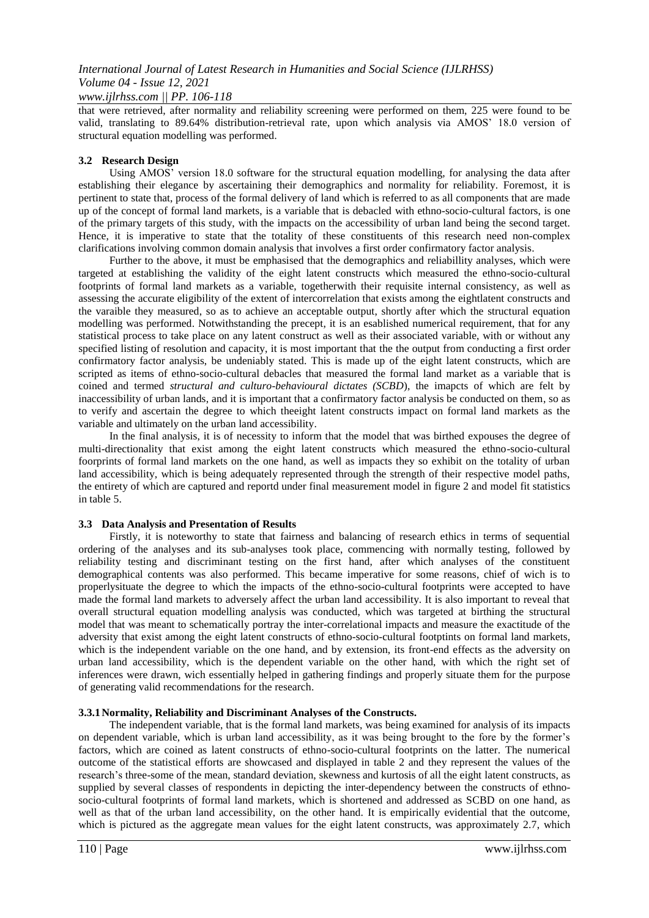that were retrieved, after normality and reliability screening were performed on them, 225 were found to be valid, translating to 89.64% distribution-retrieval rate, upon which analysis via AMOS' 18.0 version of structural equation modelling was performed.

### 3.2 Research Design

Using AMOS' version 18.0 software for the structural equation modelling, for analysing the data after establishing their elegance by ascertaining their demographics and normality for reliability. Foremost, it is pertinent to state that, process of the formal delivery of land which is referred to as all components that are made up of the concept of formal land markets, is a variable that is debacled with ethno-socio-cultural factors, is one of the primary targets of this study, with the impacts on the accessibility of urban land being the second target. Hence, it is imperative to state that the totality of these constituents of this research need non-complex clarifications involving common domain analysis that involves a first order confirmatory factor analysis.

Further to the above, it must be emphasised that the demographics and reliabillity analyses, which were targeted at establishing the validity of the eight latent constructs which measured the ethno-socio-cultural footprints of formal land markets as a variable, togetherwith their requisite internal consistency, as well as assessing the accurate eligibility of the extent of intercorrelation that exists among the eightlatent constructs and the varaible they measured, so as to achieve an acceptable output, shortly after which the structural equation modelling was performed. Notwithstanding the precept, it is an esablished numerical requirement, that for any statistical process to take place on any latent construct as well as their associated variable, with or without any specified listing of resolution and capacity, it is most important that the the output from conducting a first order confirmatory factor analysis, be undeniably stated. This is made up of the eight latent constructs, which are scripted as items of ethno-socio-cultural debacles that measured the formal land market as a variable that is coined and termed *structural and culturo-behavioural dictates (SCBD*), the imapcts of which are felt by inaccessibility of urban lands, and it is important that a confirmatory factor analysis be conducted on them, so as to verify and ascertain the degree to which theeight latent constructs impact on formal land markets as the variable and ultimately on the urban land accessibility.

In the final analysis, it is of necessity to inform that the model that was birthed expouses the degree of multi-directionality that exist among the eight latent constructs which measured the ethno-socio-cultural foorprints of formal land markets on the one hand, as well as impacts they so exhibit on the totality of urban land accessibility, which is being adequately represented through the strength of their respective model paths, the entirety of which are captured and reportd under final measurement model in figure 2 and model fit statistics in table 5.

### 3.3 Data Analysis and Presentation of Results

Firstly, it is noteworthy to state that fairness and balancing of research ethics in terms of sequential ordering of the analyses and its sub-analyses took place, commencing with normally testing, followed by reliability testing and discriminant testing on the first hand, after which analyses of the constituent demographical contents was also performed. This became imperative for some reasons, chief of wich is to properlysituate the degree to which the impacts of the ethno-socio-cultural footprints were accepted to have made the formal land markets to adversely affect the urban land accessibility. It is also important to reveal that overall structural equation modelling analysis was conducted, which was targeted at birthing the structural model that was meant to schematically portray the inter-correlational impacts and measure the exactitude of the adversity that exist among the eight latent constructs of ethno-socio-cultural footptints on formal land markets, which is the independent variable on the one hand, and by extension, its front-end effects as the adversity on urban land accessibility, which is the dependent variable on the other hand, with which the right set of inferences were drawn, wich essentially helped in gathering findings and properly situate them for the purpose of generating valid recommendations for the research.

#### 3.3.1 Normality, Reliability and Discriminant Analyses of the Constructs.

The independent variable, that is the formal land markets, was being examined for analysis of its impacts on dependent variable, which is urban land accessibility, as it was being brought to the fore by the former's factors, which are coined as latent constructs of ethno-socio-cultural footprints on the latter. The numerical outcome of the statistical efforts are showcased and displayed in table 2 and they represent the values of the research's three-some of the mean, standard deviation, skewness and kurtosis of all the eight latent constructs, as supplied by several classes of respondents in depicting the inter-dependency between the constructs of ethno-socio-cultural footprints of formal land markets, which is shortened and addressed as SCBD on one hand, as well as that of the urban land accessibility, on the other hand. It is empirically evidential that the outcome, which is pictured as the aggregate mean values for the eight latent constructs, was approximately 2.7, which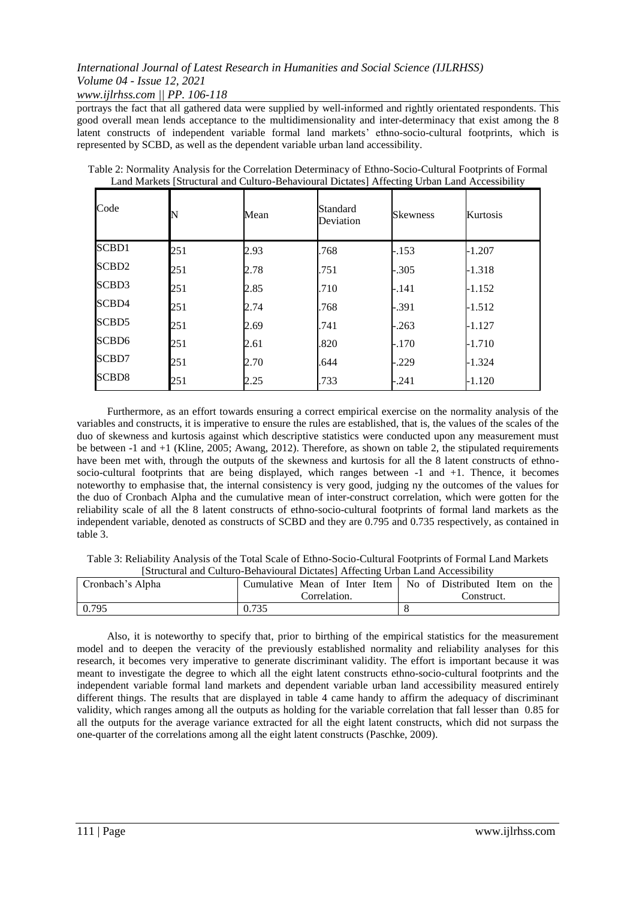portrays the fact that all gathered data were supplied by well-informed and rightly orientated respondents. This good overall mean lends acceptance to the multidimensionality and inter-determinacy that exist among the 8 latent constructs of independent variable formal land markets' ethno-socio-cultural footprints, which is represented by SCBD, as well as the dependent variable urban land accessibility.

Table 2: Normality Analysis for the Correlation Determinacy of Ethno-Socio-Cultural Footprints of Formal Land Markets [Structural and Culturo-Behavioural Dictates] Affecting Urban Land Accessibility

| Code | N | Mean | Standard Deviation | Skewness | Kurtosis |
|---|---|---|---|---|---|
| SCBD1 | 251 | 2.93 | .768 | -.153 | -1.207 |
| SCBD2 | 251 | 2.78 | .751 | -.305 | -1.318 |
| SCBD3 | 251 | 2.85 | .710 | -.141 | -1.152 |
| SCBD4 | 251 | 2.74 | .768 | -.391 | -1.512 |
| SCBD5 | 251 | 2.69 | .741 | -.263 | -1.127 |
| SCBD6 | 251 | 2.61 | .820 | -.170 | -1.710 |
| SCBD7 | 251 | 2.70 | .644 | -.229 | -1.324 |
| SCBD8 | 251 | 2.25 | .733 | -.241 | -1.120 |

Furthermore, as an effort towards ensuring a correct empirical exercise on the normality analysis of the variables and constructs, it is imperative to ensure the rules are established, that is, the values of the scales of the duo of skewness and kurtosis against which descriptive statistics were conducted upon any measurement must be between -1 and +1 (Kline, 2005; Awang, 2012). Therefore, as shown on table 2, the stipulated requirements have been met with, through the outputs of the skewness and kurtosis for all the 8 latent constructs of ethno-socio-cultural footprints that are being displayed, which ranges between -1 and +1. Thence, it becomes noteworthy to emphasise that, the internal consistency is very good, judging ny the outcomes of the values for the duo of Cronbach Alpha and the cumulative mean of inter-construct correlation, which were gotten for the reliability scale of all the 8 latent constructs of ethno-socio-cultural footprints of formal land markets as the independent variable, denoted as constructs of SCBD and they are 0.795 and 0.735 respectively, as contained in table 3.

Table 3: Reliability Analysis of the Total Scale of Ethno-Socio-Cultural Footprints of Formal Land Markets [Structural and Culturo-Behavioural Dictates] Affecting Urban Land Accessibility

| Cronbach's Alpha | Cumulative Mean of Inter Item Correlation. | No of Distributed Item on the Construct. |
|---|---|---|
| 0.795 | 0.735 | 8 |

Also, it is noteworthy to specify that, prior to birthing of the empirical statistics for the measurement model and to deepen the veracity of the previously established normality and reliability analyses for this research, it becomes very imperative to generate discriminant validity. The effort is important because it was meant to investigate the degree to which all the eight latent constructs ethno-socio-cultural footprints and the independent variable formal land markets and dependent variable urban land accessibility measured entirely different things. The results that are displayed in table 4 came handy to affirm the adequacy of discriminant validity, which ranges among all the outputs as holding for the variable correlation that fall lesser than 0.85 for all the outputs for the average variance extracted for all the eight latent constructs, which did not surpass the one-quarter of the correlations among all the eight latent constructs (Paschke, 2009).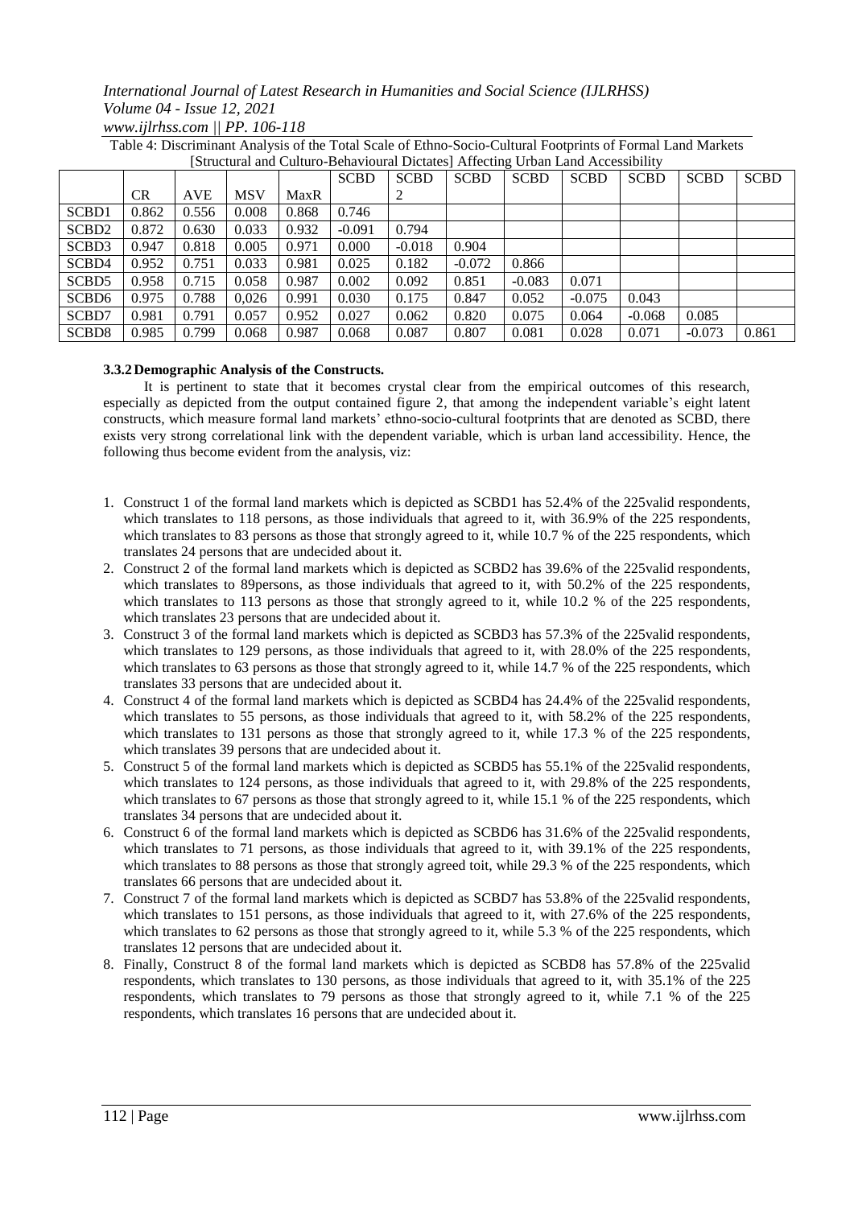Table 4: Discriminant Analysis of the Total Scale of Ethno-Socio-Cultural Footprints of Formal Land Markets [Structural and Culturo-Behavioural Dictates] Affecting Urban Land Accessibility

| | CR | AVE | MSV | MaxR | SCBD | SCBD 2 | SCBD | SCBD | SCBD | SCBD | SCBD | SCBD |
|---|---|---|---|---|---|---|---|---|---|---|---|---|
| SCBD1 | 0.862 | 0.556 | 0.008 | 0.868 | 0.746 | | | | | | | |
| SCBD2 | 0.872 | 0.630 | 0.033 | 0.932 | -0.091 | 0.794 | | | | | | |
| SCBD3 | 0.947 | 0.818 | 0.005 | 0.971 | 0.000 | -0.018 | 0.904 | | | | | |
| SCBD4 | 0.952 | 0.751 | 0.033 | 0.981 | 0.025 | 0.182 | -0.072 | 0.866 | | | | |
| SCBD5 | 0.958 | 0.715 | 0.058 | 0.987 | 0.002 | 0.092 | 0.851 | -0.083 | 0.071 | | | |
| SCBD6 | 0.975 | 0.788 | 0,026 | 0.991 | 0.030 | 0.175 | 0.847 | 0.052 | -0.075 | 0.043 | | |
| SCBD7 | 0.981 | 0.791 | 0.057 | 0.952 | 0.027 | 0.062 | 0.820 | 0.075 | 0.064 | -0.068 | 0.085 | |
| SCBD8 | 0.985 | 0.799 | 0.068 | 0.987 | 0.068 | 0.087 | 0.807 | 0.081 | 0.028 | 0.071 | -0.073 | 0.861 |

### 3.3.2 Demographic Analysis of the Constructs.

It is pertinent to state that it becomes crystal clear from the empirical outcomes of this research, especially as depicted from the output contained figure 2, that among the independent variable's eight latent constructs, which measure formal land markets' ethno-socio-cultural footprints that are denoted as SCBD, there exists very strong correlational link with the dependent variable, which is urban land accessibility. Hence, the following thus become evident from the analysis, viz:

1. Construct 1 of the formal land markets which is depicted as SCBD1 has 52.4% of the 225valid respondents, which translates to 118 persons, as those individuals that agreed to it, with 36.9% of the 225 respondents, which translates to 83 persons as those that strongly agreed to it, while 10.7 % of the 225 respondents, which translates 24 persons that are undecided about it.
2. Construct 2 of the formal land markets which is depicted as SCBD2 has 39.6% of the 225valid respondents, which translates to 89persons, as those individuals that agreed to it, with 50.2% of the 225 respondents, which translates to 113 persons as those that strongly agreed to it, while 10.2 % of the 225 respondents, which translates 23 persons that are undecided about it.
3. Construct 3 of the formal land markets which is depicted as SCBD3 has 57.3% of the 225valid respondents, which translates to 129 persons, as those individuals that agreed to it, with 28.0% of the 225 respondents, which translates to 63 persons as those that strongly agreed to it, while 14.7 % of the 225 respondents, which translates 33 persons that are undecided about it.
4. Construct 4 of the formal land markets which is depicted as SCBD4 has 24.4% of the 225valid respondents, which translates to 55 persons, as those individuals that agreed to it, with 58.2% of the 225 respondents, which translates to 131 persons as those that strongly agreed to it, while 17.3 % of the 225 respondents, which translates 39 persons that are undecided about it.
5. Construct 5 of the formal land markets which is depicted as SCBD5 has 55.1% of the 225valid respondents, which translates to 124 persons, as those individuals that agreed to it, with 29.8% of the 225 respondents, which translates to 67 persons as those that strongly agreed to it, while 15.1 % of the 225 respondents, which translates 34 persons that are undecided about it.
6. Construct 6 of the formal land markets which is depicted as SCBD6 has 31.6% of the 225valid respondents, which translates to 71 persons, as those individuals that agreed to it, with 39.1% of the 225 respondents, which translates to 88 persons as those that strongly agreed toit, while 29.3 % of the 225 respondents, which translates 66 persons that are undecided about it.
7. Construct 7 of the formal land markets which is depicted as SCBD7 has 53.8% of the 225valid respondents, which translates to 151 persons, as those individuals that agreed to it, with 27.6% of the 225 respondents, which translates to 62 persons as those that strongly agreed to it, while 5.3 % of the 225 respondents, which translates 12 persons that are undecided about it.
8. Finally, Construct 8 of the formal land markets which is depicted as SCBD8 has 57.8% of the 225valid respondents, which translates to 130 persons, as those individuals that agreed to it, with 35.1% of the 225 respondents, which translates to 79 persons as those that strongly agreed to it, while 7.1 % of the 225 respondents, which translates 16 persons that are undecided about it.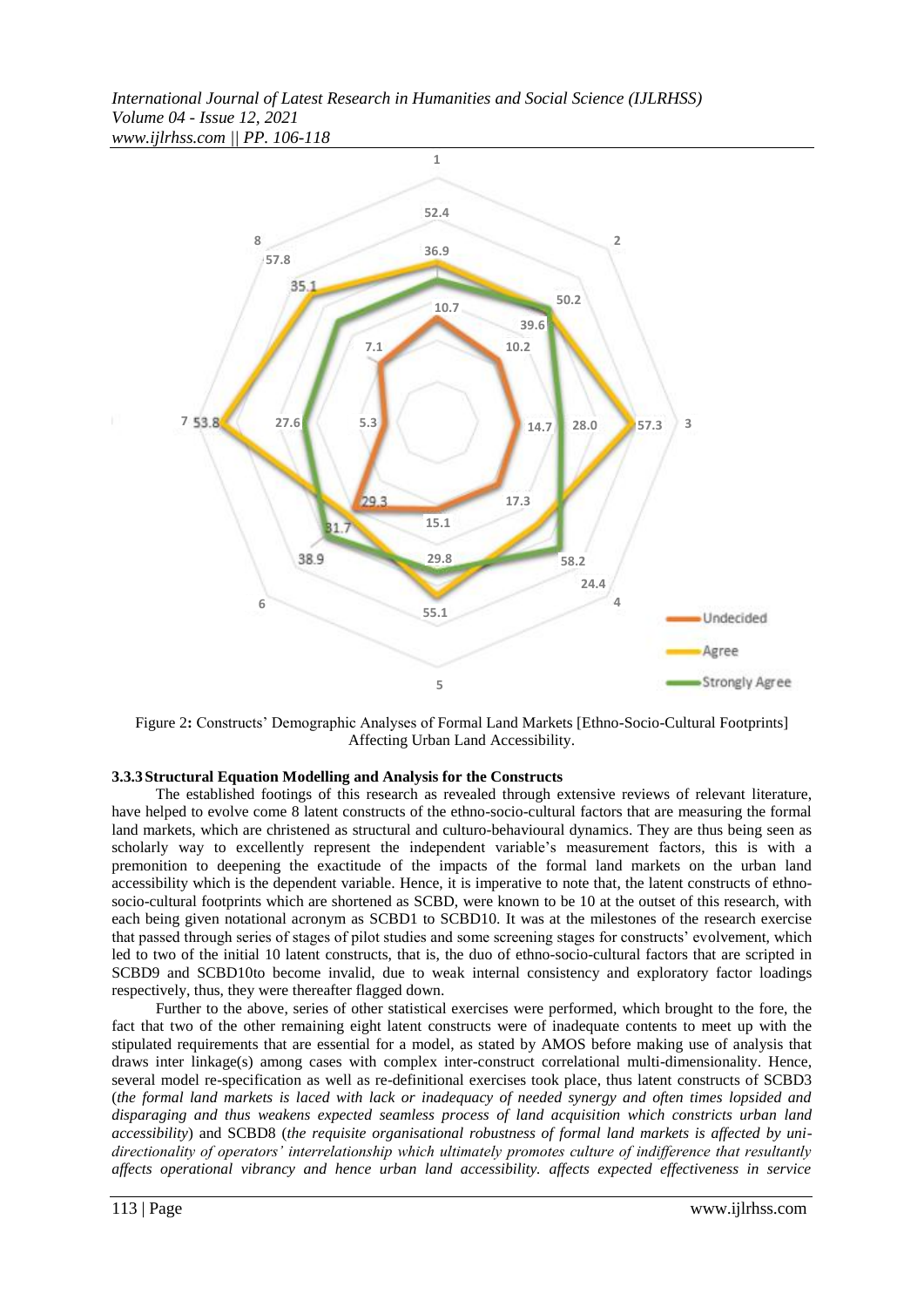Figure 2**:** Constructs' Demographic Analyses of Formal Land Markets [Ethno-Socio-Cultural Footprints] Affecting Urban Land Accessibility.

### 3.3.3 Structural Equation Modelling and Analysis for the Constructs

The established footings of this research as revealed through extensive reviews of relevant literature, have helped to evolve come 8 latent constructs of the ethno-socio-cultural factors that are measuring the formal land markets, which are christened as structural and culturo-behavioural dynamics. They are thus being seen as scholarly way to excellently represent the independent variable's measurement factors, this is with a premonition to deepening the exactitude of the impacts of the formal land markets on the urban land accessibility which is the dependent variable. Hence, it is imperative to note that, the latent constructs of ethno-socio-cultural footprints which are shortened as SCBD, were known to be 10 at the outset of this research, with each being given notational acronym as SCBD1 to SCBD10. It was at the milestones of the research exercise that passed through series of stages of pilot studies and some screening stages for constructs' evolvement, which led to two of the initial 10 latent constructs, that is, the duo of ethno-socio-cultural factors that are scripted in SCBD9 and SCBD10to become invalid, due to weak internal consistency and exploratory factor loadings respectively, thus, they were thereafter flagged down.

Further to the above, series of other statistical exercises were performed, which brought to the fore, the fact that two of the other remaining eight latent constructs were of inadequate contents to meet up with the stipulated requirements that are essential for a model, as stated by AMOS before making use of analysis that draws inter linkage(s) among cases with complex inter-construct correlational multi-dimensionality. Hence, several model re-specification as well as re-definitional exercises took place, thus latent constructs of SCBD3 (*the formal land markets is laced with lack or inadequacy of needed synergy and often times lopsided and disparaging and thus weakens expected seamless process of land acquisition which constricts urban land accessibility*) and SCBD8 (*the requisite organisational robustness of formal land markets is affected by uni-directionality of operators' interrelationship which ultimately promotes culture of indifference that resultantly affects operational vibrancy and hence urban land accessibility. affects expected effectiveness in service*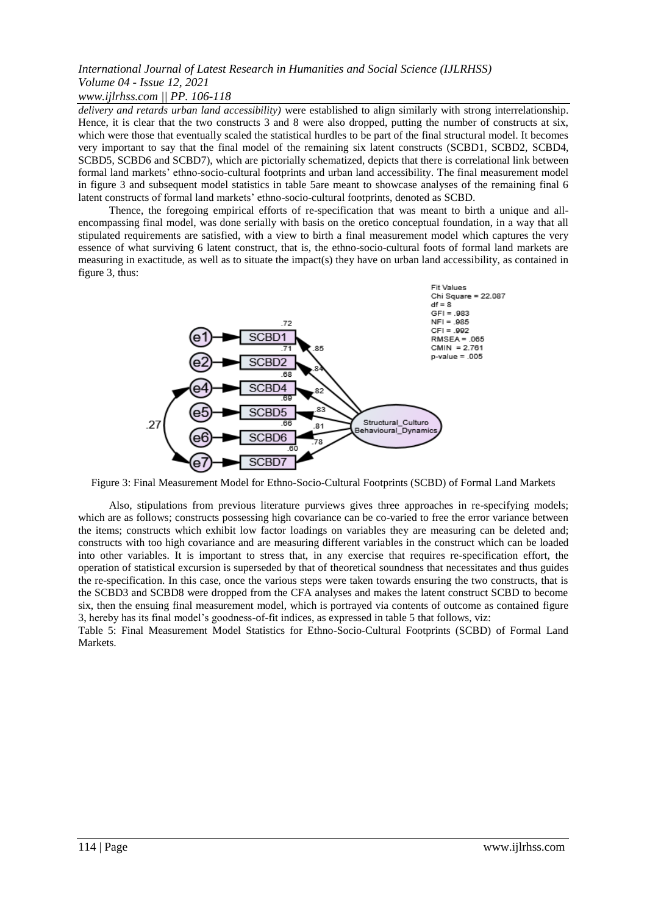*delivery and retards urban land accessibility)* were established to align similarly with strong interrelationship. Hence, it is clear that the two constructs 3 and 8 were also dropped, putting the number of constructs at six, which were those that eventually scaled the statistical hurdles to be part of the final structural model. It becomes very important to say that the final model of the remaining six latent constructs (SCBD1, SCBD2, SCBD4, SCBD5, SCBD6 and SCBD7), which are pictorially schematized, depicts that there is correlational link between formal land markets' ethno-socio-cultural footprints and urban land accessibility. The final measurement model in figure 3 and subsequent model statistics in table 5are meant to showcase analyses of the remaining final 6 latent constructs of formal land markets' ethno-socio-cultural footprints, denoted as SCBD.

Thence, the foregoing empirical efforts of re-specification that was meant to birth a unique and all-encompassing final model, was done serially with basis on the oretico conceptual foundation, in a way that all stipulated requirements are satisfied, with a view to birth a final measurement model which captures the very essence of what surviving 6 latent construct, that is, the ethno-socio-cultural foots of formal land markets are measuring in exactitude, as well as to situate the impact(s) they have on urban land accessibility, as contained in figure 3, thus:

Figure 3: Final Measurement Model for Ethno-Socio-Cultural Footprints (SCBD) of Formal Land Markets

Also, stipulations from previous literature purviews gives three approaches in re-specifying models; which are as follows; constructs possessing high covariance can be co-varied to free the error variance between the items; constructs which exhibit low factor loadings on variables they are measuring can be deleted and; constructs with too high covariance and are measuring different variables in the construct which can be loaded into other variables. It is important to stress that, in any exercise that requires re-specification effort, the operation of statistical excursion is superseded by that of theoretical soundness that necessitates and thus guides the re-specification. In this case, once the various steps were taken towards ensuring the two constructs, that is the SCBD3 and SCBD8 were dropped from the CFA analyses and makes the latent construct SCBD to become six, then the ensuing final measurement model, which is portrayed via contents of outcome as contained figure 3, hereby has its final model's goodness-of-fit indices, as expressed in table 5 that follows, viz:

Table 5: Final Measurement Model Statistics for Ethno-Socio-Cultural Footprints (SCBD) of Formal Land Markets.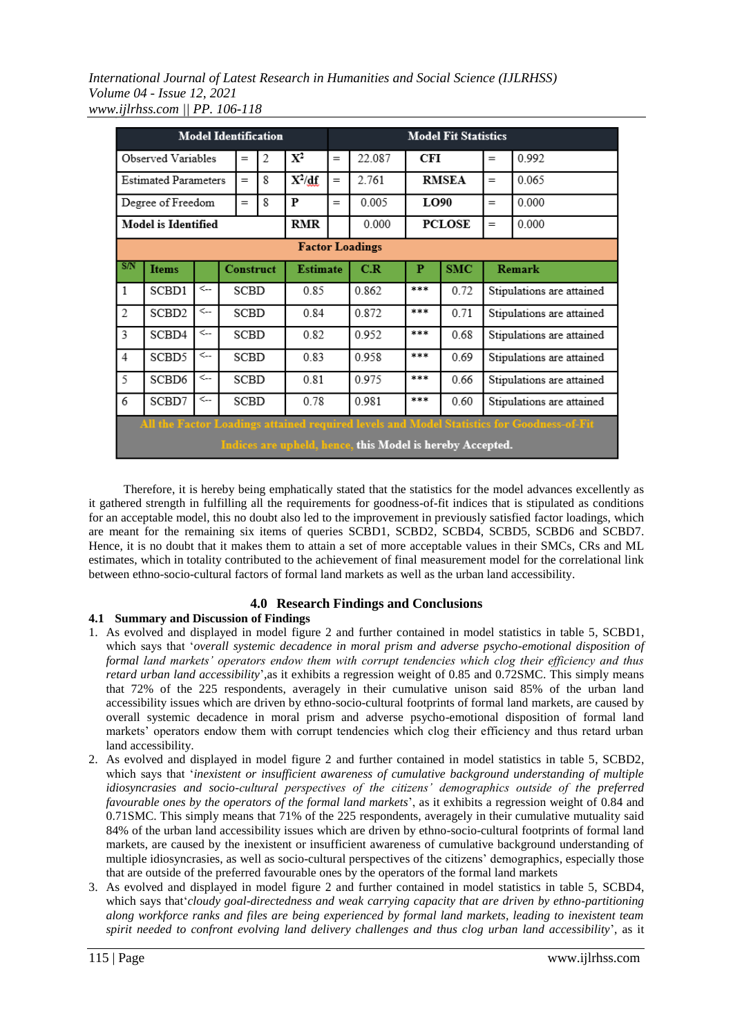| Model Identification | | | | | | | Model Fit Statistics | | |
|---|---|---|---|---|---|---|---|---|---|
| Observed Variables | | = | 2 | $X^2$ | = | 22.087 | CFI | = | 0.992 |
| Estimated Parameters | | = | 8 | $X^2$/df | = | 2.761 | RMSEA | = | 0.065 |
| Degree of Freedom | | = | 8 | P | = | 0.005 | LO90 | = | 0.000 |
| Model is Identified | | | | RMR | | 0.000 | PCLOSE | = | 0.000 |

**Factor Loadings**

| S/N | Items | | Construct | Estimate | C.R | P | SMC | Remark |
|---|---|---|---|---|---|---|---|---|
| 1 | SCBD1 | <-- | SCBD | 0.85 | 0.862 | *** | 0.72 | Stipulations are attained |
| 2 | SCBD2 | <-- | SCBD | 0.84 | 0.872 | *** | 0.71 | Stipulations are attained |
| 3 | SCBD4 | <-- | SCBD | 0.82 | 0.952 | *** | 0.68 | Stipulations are attained |
| 4 | SCBD5 | <-- | SCBD | 0.83 | 0.958 | *** | 0.69 | Stipulations are attained |
| 5 | SCBD6 | <-- | SCBD | 0.81 | 0.975 | *** | 0.66 | Stipulations are attained |
| 6 | SCBD7 | <-- | SCBD | 0.78 | 0.981 | *** | 0.60 | Stipulations are attained |

All the Factor Loadings attained required levels and Model Statistics for Goodness-of-Fit Indices are upheld, hence, **this Model is hereby Accepted.**

Therefore, it is hereby being emphatically stated that the statistics for the model advances excellently as it gathered strength in fulfilling all the requirements for goodness-of-fit indices that is stipulated as conditions for an acceptable model, this no doubt also led to the improvement in previously satisfied factor loadings, which are meant for the remaining six items of queries SCBD1, SCBD2, SCBD4, SCBD5, SCBD6 and SCBD7. Hence, it is no doubt that it makes them to attain a set of more acceptable values in their SMCs, CRs and ML estimates, which in totality contributed to the achievement of final measurement model for the correlational link between ethno-socio-cultural factors of formal land markets as well as the urban land accessibility.

## 4.0 Research Findings and Conclusions

### 4.1 Summary and Discussion of Findings

1. As evolved and displayed in model figure 2 and further contained in model statistics in table 5, SCBD1, which says that '*overall systemic decadence in moral prism and adverse psycho-emotional disposition of formal land markets' operators endow them with corrupt tendencies which clog their efficiency and thus retard urban land accessibility*',as it exhibits a regression weight of 0.85 and 0.72SMC. This simply means that 72% of the 225 respondents, averagely in their cumulative unison said 85% of the urban land accessibility issues which are driven by ethno-socio-cultural footprints of formal land markets, are caused by overall systemic decadence in moral prism and adverse psycho-emotional disposition of formal land markets' operators endow them with corrupt tendencies which clog their efficiency and thus retard urban land accessibility.
2. As evolved and displayed in model figure 2 and further contained in model statistics in table 5, SCBD2, which says that '*inexistent or insufficient awareness of cumulative background understanding of multiple idiosyncrasies and socio-cultural perspectives of the citizens' demographics outside of the preferred favourable ones by the operators of the formal land markets*', as it exhibits a regression weight of 0.84 and 0.71SMC. This simply means that 71% of the 225 respondents, averagely in their cumulative mutuality said 84% of the urban land accessibility issues which are driven by ethno-socio-cultural footprints of formal land markets, are caused by the inexistent or insufficient awareness of cumulative background understanding of multiple idiosyncrasies, as well as socio-cultural perspectives of the citizens' demographics, especially those that are outside of the preferred favourable ones by the operators of the formal land markets
3. As evolved and displayed in model figure 2 and further contained in model statistics in table 5, SCBD4, which says that'*cloudy goal-directedness and weak carrying capacity that are driven by ethno-partitioning along workforce ranks and files are being experienced by formal land markets, leading to inexistent team spirit needed to confront evolving land delivery challenges and thus clog urban land accessibility*', as it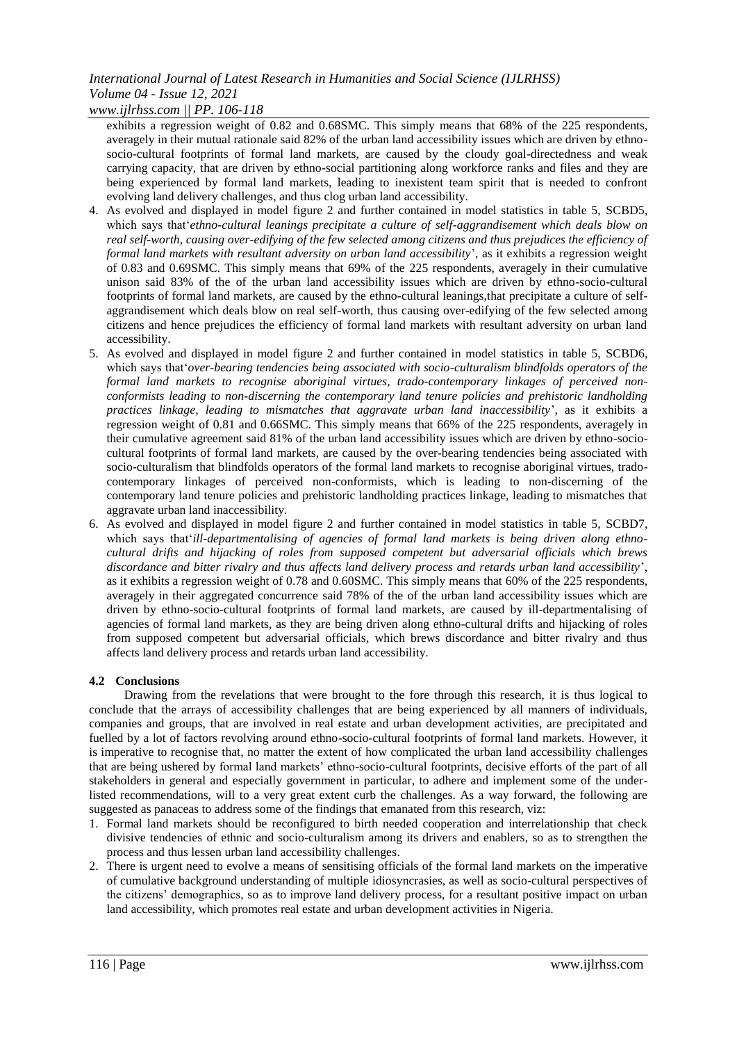exhibits a regression weight of 0.82 and 0.68SMC. This simply means that 68% of the 225 respondents, averagely in their mutual rationale said 82% of the urban land accessibility issues which are driven by ethno-socio-cultural footprints of formal land markets, are caused by the cloudy goal-directedness and weak carrying capacity, that are driven by ethno-social partitioning along workforce ranks and files and they are being experienced by formal land markets, leading to inexistent team spirit that is needed to confront evolving land delivery challenges, and thus clog urban land accessibility.

4. As evolved and displayed in model figure 2 and further contained in model statistics in table 5, SCBD5, which says that'*ethno-cultural leanings precipitate a culture of self-aggrandisement which deals blow on real self-worth, causing over-edifying of the few selected among citizens and thus prejudices the efficiency of formal land markets with resultant adversity on urban land accessibility*', as it exhibits a regression weight of 0.83 and 0.69SMC. This simply means that 69% of the 225 respondents, averagely in their cumulative unison said 83% of the of the urban land accessibility issues which are driven by ethno-socio-cultural footprints of formal land markets, are caused by the ethno-cultural leanings,that precipitate a culture of self-aggrandisement which deals blow on real self-worth, thus causing over-edifying of the few selected among citizens and hence prejudices the efficiency of formal land markets with resultant adversity on urban land accessibility.
5. As evolved and displayed in model figure 2 and further contained in model statistics in table 5, SCBD6, which says that'*over-bearing tendencies being associated with socio-culturalism blindfolds operators of the formal land markets to recognise aboriginal virtues, trado-contemporary linkages of perceived non-conformists leading to non-discerning the contemporary land tenure policies and prehistoric landholding practices linkage, leading to mismatches that aggravate urban land inaccessibility*', as it exhibits a regression weight of 0.81 and 0.66SMC. This simply means that 66% of the 225 respondents, averagely in their cumulative agreement said 81% of the urban land accessibility issues which are driven by ethno-socio-cultural footprints of formal land markets, are caused by the over-bearing tendencies being associated with socio-culturalism that blindfolds operators of the formal land markets to recognise aboriginal virtues, trado-contemporary linkages of perceived non-conformists, which is leading to non-discerning of the contemporary land tenure policies and prehistoric landholding practices linkage, leading to mismatches that aggravate urban land inaccessibility.
6. As evolved and displayed in model figure 2 and further contained in model statistics in table 5, SCBD7, which says that'*ill-departmentalising of agencies of formal land markets is being driven along ethno-cultural drifts and hijacking of roles from supposed competent but adversarial officials which brews discordance and bitter rivalry and thus affects land delivery process and retards urban land accessibility*', as it exhibits a regression weight of 0.78 and 0.60SMC. This simply means that 60% of the 225 respondents, averagely in their aggregated concurrence said 78% of the of the urban land accessibility issues which are driven by ethno-socio-cultural footprints of formal land markets, are caused by ill-departmentalising of agencies of formal land markets, as they are being driven along ethno-cultural drifts and hijacking of roles from supposed competent but adversarial officials, which brews discordance and bitter rivalry and thus affects land delivery process and retards urban land accessibility.

### 4.2 Conclusions

Drawing from the revelations that were brought to the fore through this research, it is thus logical to conclude that the arrays of accessibility challenges that are being experienced by all manners of individuals, companies and groups, that are involved in real estate and urban development activities, are precipitated and fuelled by a lot of factors revolving around ethno-socio-cultural footprints of formal land markets. However, it is imperative to recognise that, no matter the extent of how complicated the urban land accessibility challenges that are being ushered by formal land markets' ethno-socio-cultural footprints, decisive efforts of the part of all stakeholders in general and especially government in particular, to adhere and implement some of the under-listed recommendations, will to a very great extent curb the challenges. As a way forward, the following are suggested as panaceas to address some of the findings that emanated from this research, viz:

1. Formal land markets should be reconfigured to birth needed cooperation and interrelationship that check divisive tendencies of ethnic and socio-culturalism among its drivers and enablers, so as to strengthen the process and thus lessen urban land accessibility challenges.
2. There is urgent need to evolve a means of sensitising officials of the formal land markets on the imperative of cumulative background understanding of multiple idiosyncrasies, as well as socio-cultural perspectives of the citizens' demographics, so as to improve land delivery process, for a resultant positive impact on urban land accessibility, which promotes real estate and urban development activities in Nigeria.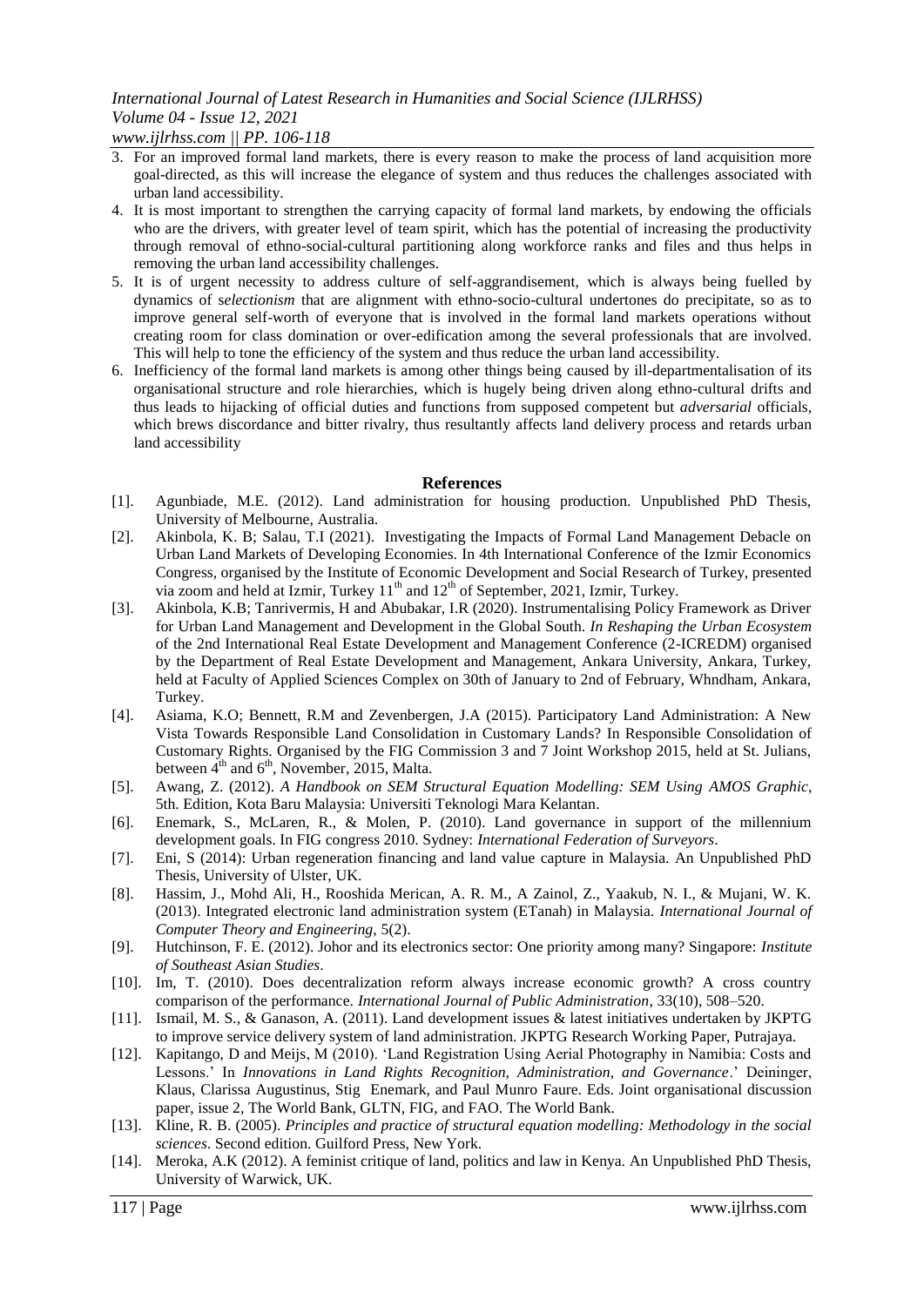3. For an improved formal land markets, there is every reason to make the process of land acquisition more goal-directed, as this will increase the elegance of system and thus reduces the challenges associated with urban land accessibility.
4. It is most important to strengthen the carrying capacity of formal land markets, by endowing the officials who are the drivers, with greater level of team spirit, which has the potential of increasing the productivity through removal of ethno-social-cultural partitioning along workforce ranks and files and thus helps in removing the urban land accessibility challenges.
5. It is of urgent necessity to address culture of self-aggrandisement, which is always being fuelled by dynamics of *selectionism* that are alignment with ethno-socio-cultural undertones do precipitate, so as to improve general self-worth of everyone that is involved in the formal land markets operations without creating room for class domination or over-edification among the several professionals that are involved. This will help to tone the efficiency of the system and thus reduce the urban land accessibility.
6. Inefficiency of the formal land markets is among other things being caused by ill-departmentalisation of its organisational structure and role hierarchies, which is hugely being driven along ethno-cultural drifts and thus leads to hijacking of official duties and functions from supposed competent but *adversarial* officials, which brews discordance and bitter rivalry, thus resultantly affects land delivery process and retards urban land accessibility

## References

[1]. Agunbiade, M.E. (2012). Land administration for housing production. Unpublished PhD Thesis, University of Melbourne, Australia.

[2]. Akinbola, K. B; Salau, T.I (2021). Investigating the Impacts of Formal Land Management Debacle on Urban Land Markets of Developing Economies. In 4th International Conference of the Izmir Economics Congress, organised by the Institute of Economic Development and Social Research of Turkey, presented via zoom and held at Izmir, Turkey 11th and 12th of September, 2021, Izmir, Turkey.

[3]. Akinbola, K.B; Tanrivermis, H and Abubakar, I.R (2020). Instrumentalising Policy Framework as Driver for Urban Land Management and Development in the Global South. *In Reshaping the Urban Ecosystem* of the 2nd International Real Estate Development and Management Conference (2-ICREDM) organised by the Department of Real Estate Development and Management, Ankara University, Ankara, Turkey, held at Faculty of Applied Sciences Complex on 30th of January to 2nd of February, Whndham, Ankara, Turkey.

[4]. Asiama, K.O; Bennett, R.M and Zevenbergen, J.A (2015). Participatory Land Administration: A New Vista Towards Responsible Land Consolidation in Customary Lands? In Responsible Consolidation of Customary Rights. Organised by the FIG Commission 3 and 7 Joint Workshop 2015, held at St. Julians, between 4th and 6th, November, 2015, Malta.

[5]. Awang, Z. (2012). *A Handbook on SEM Structural Equation Modelling: SEM Using AMOS Graphic*, 5th. Edition, Kota Baru Malaysia: Universiti Teknologi Mara Kelantan.

[6]. Enemark, S., McLaren, R., & Molen, P. (2010). Land governance in support of the millennium development goals. In FIG congress 2010. Sydney: *International Federation of Surveyors*.

[7]. Eni, S (2014): Urban regeneration financing and land value capture in Malaysia. An Unpublished PhD Thesis, University of Ulster, UK.

[8]. Hassim, J., Mohd Ali, H., Rooshida Merican, A. R. M., A Zainol, Z., Yaakub, N. I., & Mujani, W. K. (2013). Integrated electronic land administration system (ETanah) in Malaysia. *International Journal of Computer Theory and Engineering*, 5(2).

[9]. Hutchinson, F. E. (2012). Johor and its electronics sector: One priority among many? Singapore: *Institute of Southeast Asian Studies*.

[10]. Im, T. (2010). Does decentralization reform always increase economic growth? A cross country comparison of the performance. *International Journal of Public Administration*, 33(10), 508–520.

[11]. Ismail, M. S., & Ganason, A. (2011). Land development issues & latest initiatives undertaken by JKPTG to improve service delivery system of land administration. JKPTG Research Working Paper, Putrajaya.

[12]. Kapitango, D and Meijs, M (2010). 'Land Registration Using Aerial Photography in Namibia: Costs and Lessons.' In *Innovations in Land Rights Recognition, Administration, and Governance*.' Deininger, Klaus, Clarissa Augustinus, Stig Enemark, and Paul Munro Faure. Eds. Joint organisational discussion paper, issue 2, The World Bank, GLTN, FIG, and FAO. The World Bank.

[13]. Kline, R. B. (2005). *Principles and practice of structural equation modelling: Methodology in the social sciences*. Second edition. Guilford Press, New York.

[14]. Meroka, A.K (2012). A feminist critique of land, politics and law in Kenya. An Unpublished PhD Thesis, University of Warwick, UK.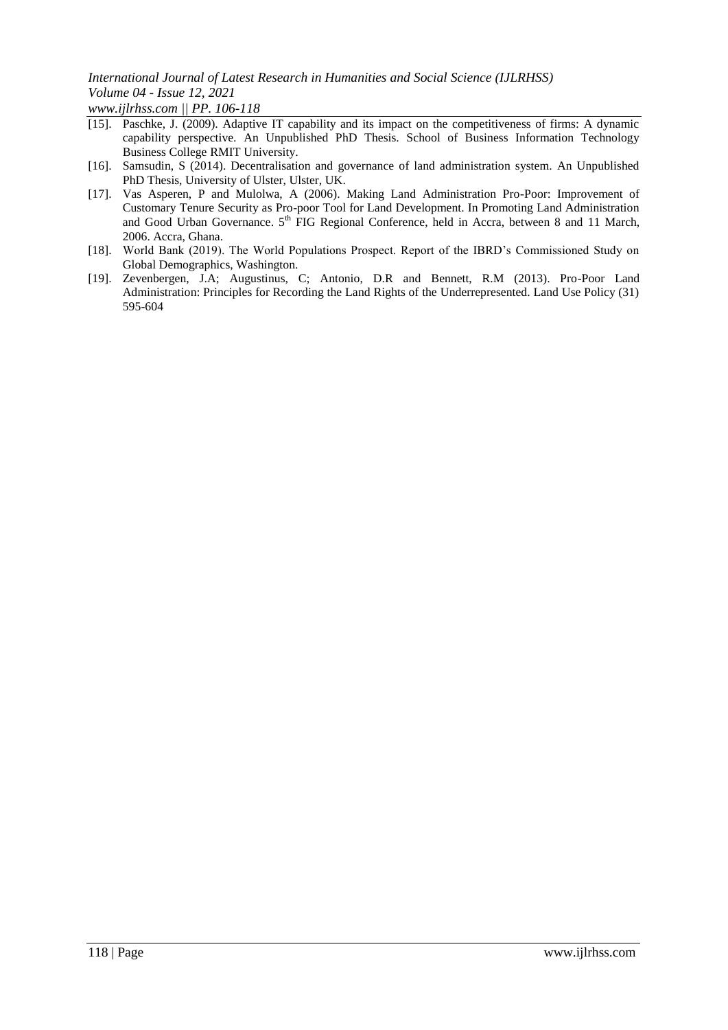[15]. Paschke, J. (2009). Adaptive IT capability and its impact on the competitiveness of firms: A dynamic capability perspective. An Unpublished PhD Thesis. School of Business Information Technology Business College RMIT University.

[16]. Samsudin, S (2014). Decentralisation and governance of land administration system. An Unpublished PhD Thesis, University of Ulster, Ulster, UK.

[17]. Vas Asperen, P and Mulolwa, A (2006). Making Land Administration Pro-Poor: Improvement of Customary Tenure Security as Pro-poor Tool for Land Development. In Promoting Land Administration and Good Urban Governance. 5th FIG Regional Conference, held in Accra, between 8 and 11 March, 2006. Accra, Ghana.

[18]. World Bank (2019). The World Populations Prospect. Report of the IBRD's Commissioned Study on Global Demographics, Washington.

[19]. Zevenbergen, J.A; Augustinus, C; Antonio, D.R and Bennett, R.M (2013). Pro-Poor Land Administration: Principles for Recording the Land Rights of the Underrepresented. Land Use Policy (31) 595-604